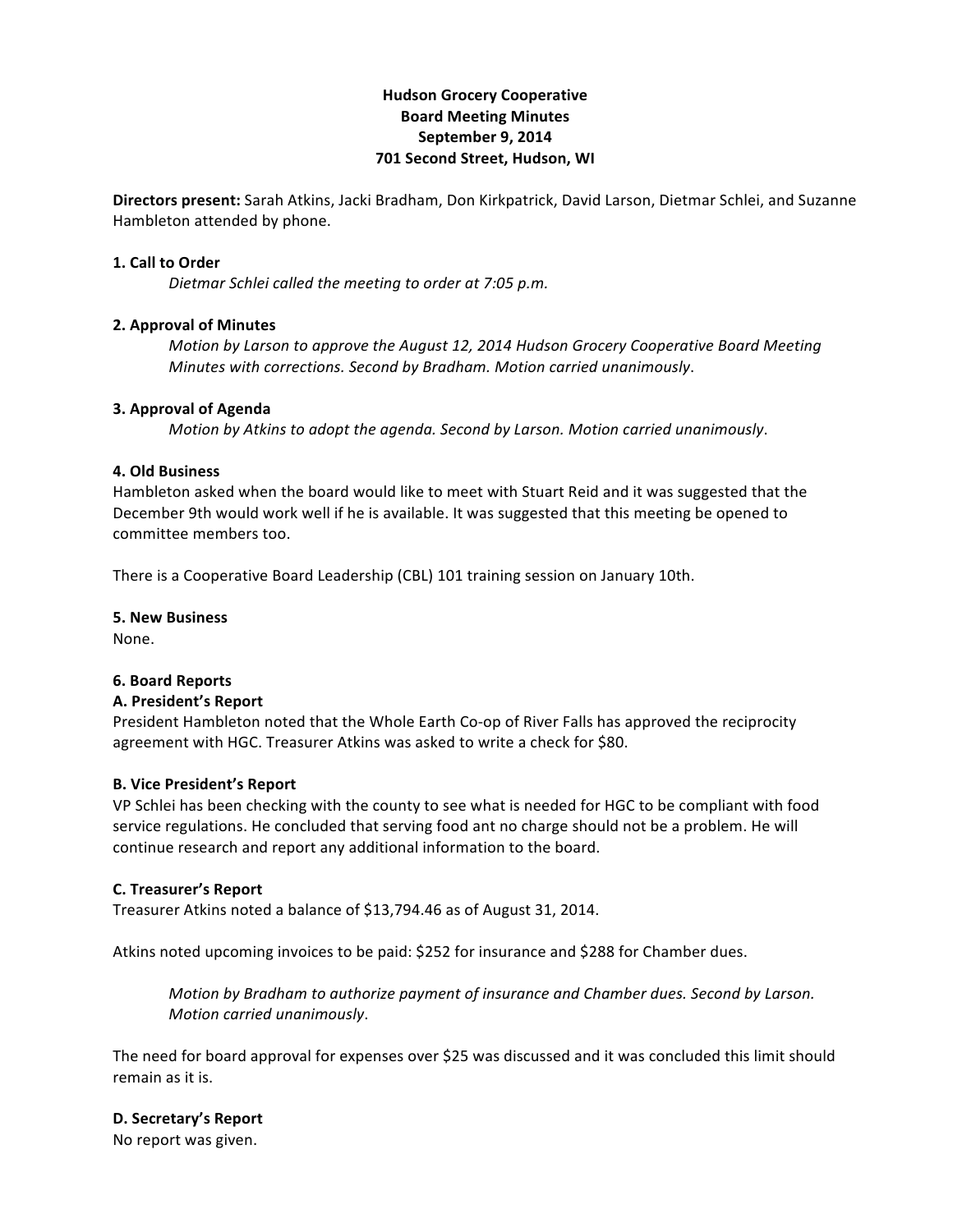**Hudson Grocery Cooperative**
**Board Meeting Minutes**
**September 9, 2014**
**701 Second Street, Hudson, WI**

**Directors present:** Sarah Atkins, Jacki Bradham, Don Kirkpatrick, David Larson, Dietmar Schlei, and Suzanne Hambleton attended by phone.

**1. Call to Order**

*Dietmar Schlei called the meeting to order at 7:05 p.m.*

**2. Approval of Minutes**

*Motion by Larson to approve the August 12, 2014 Hudson Grocery Cooperative Board Meeting Minutes with corrections. Second by Bradham. Motion carried unanimously.*

**3. Approval of Agenda**

*Motion by Atkins to adopt the agenda. Second by Larson. Motion carried unanimously.*

**4. Old Business**

Hambleton asked when the board would like to meet with Stuart Reid and it was suggested that the December 9th would work well if he is available. It was suggested that this meeting be opened to committee members too.

There is a Cooperative Board Leadership (CBL) 101 training session on January 10th.

**5. New Business**

None.

**6. Board Reports**

**A. President's Report**

President Hambleton noted that the Whole Earth Co-op of River Falls has approved the reciprocity agreement with HGC. Treasurer Atkins was asked to write a check for $80.

**B. Vice President's Report**

VP Schlei has been checking with the county to see what is needed for HGC to be compliant with food service regulations. He concluded that serving food ant no charge should not be a problem. He will continue research and report any additional information to the board.

**C. Treasurer's Report**

Treasurer Atkins noted a balance of $13,794.46 as of August 31, 2014.

Atkins noted upcoming invoices to be paid: $252 for insurance and $288 for Chamber dues.

*Motion by Bradham to authorize payment of insurance and Chamber dues. Second by Larson. Motion carried unanimously.*

The need for board approval for expenses over $25 was discussed and it was concluded this limit should remain as it is.

**D. Secretary's Report**

No report was given.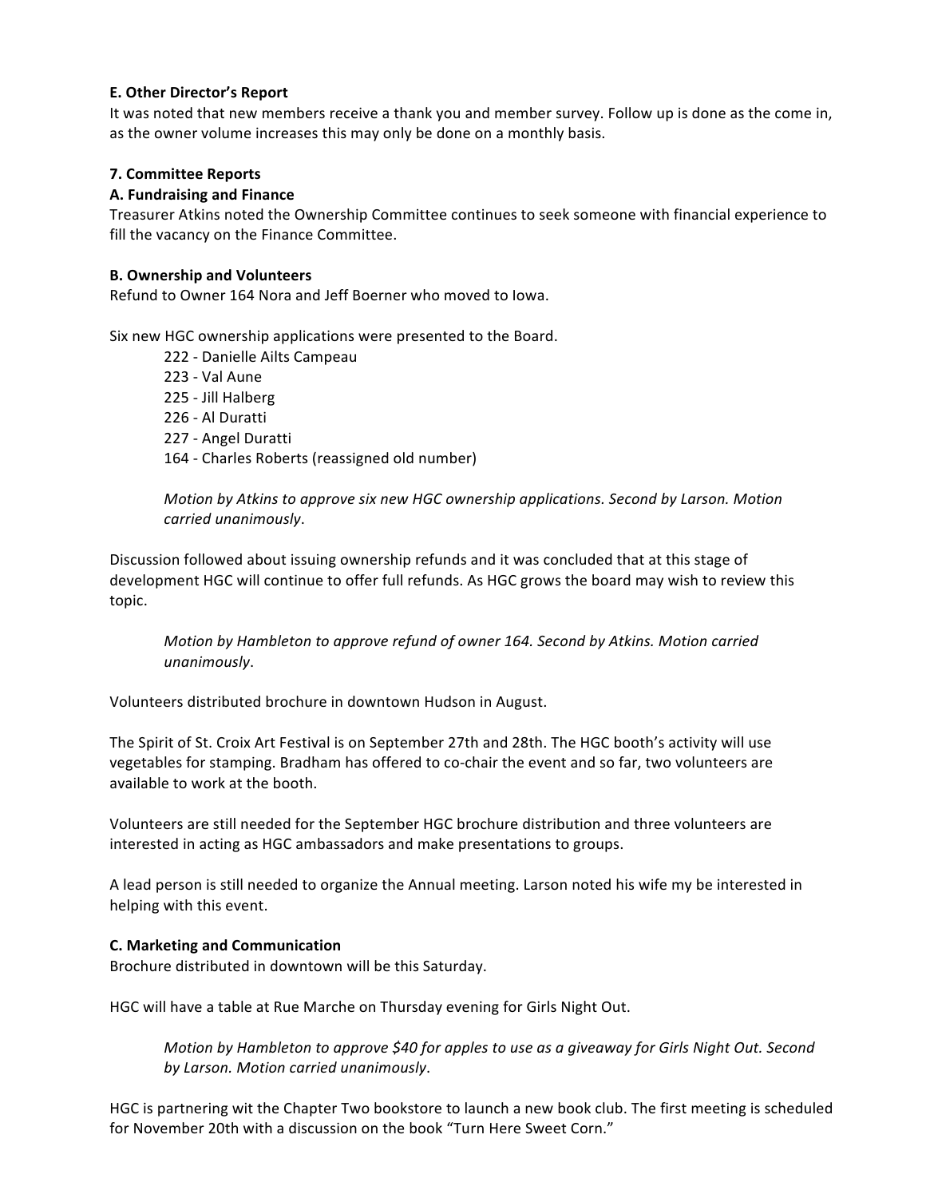**E. Other Director's Report**

It was noted that new members receive a thank you and member survey. Follow up is done as the come in, as the owner volume increases this may only be done on a monthly basis.

**7. Committee Reports**

**A. Fundraising and Finance**

Treasurer Atkins noted the Ownership Committee continues to seek someone with financial experience to fill the vacancy on the Finance Committee.

**B. Ownership and Volunteers**

Refund to Owner 164 Nora and Jeff Boerner who moved to Iowa.

Six new HGC ownership applications were presented to the Board.

- 222 - Danielle Ailts Campeau
- 223 - Val Aune
- 225 - Jill Halberg
- 226 - Al Duratti
- 227 - Angel Duratti
- 164 - Charles Roberts (reassigned old number)

> *Motion by Atkins to approve six new HGC ownership applications. Second by Larson. Motion carried unanimously*.

Discussion followed about issuing ownership refunds and it was concluded that at this stage of development HGC will continue to offer full refunds. As HGC grows the board may wish to review this topic.

> *Motion by Hambleton to approve refund of owner 164. Second by Atkins. Motion carried unanimously*.

Volunteers distributed brochure in downtown Hudson in August.

The Spirit of St. Croix Art Festival is on September 27th and 28th. The HGC booth's activity will use vegetables for stamping. Bradham has offered to co-chair the event and so far, two volunteers are available to work at the booth.

Volunteers are still needed for the September HGC brochure distribution and three volunteers are interested in acting as HGC ambassadors and make presentations to groups.

A lead person is still needed to organize the Annual meeting. Larson noted his wife my be interested in helping with this event.

**C. Marketing and Communication**

Brochure distributed in downtown will be this Saturday.

HGC will have a table at Rue Marche on Thursday evening for Girls Night Out.

> *Motion by Hambleton to approve $40 for apples to use as a giveaway for Girls Night Out. Second by Larson. Motion carried unanimously*.

HGC is partnering wit the Chapter Two bookstore to launch a new book club. The first meeting is scheduled for November 20th with a discussion on the book "Turn Here Sweet Corn."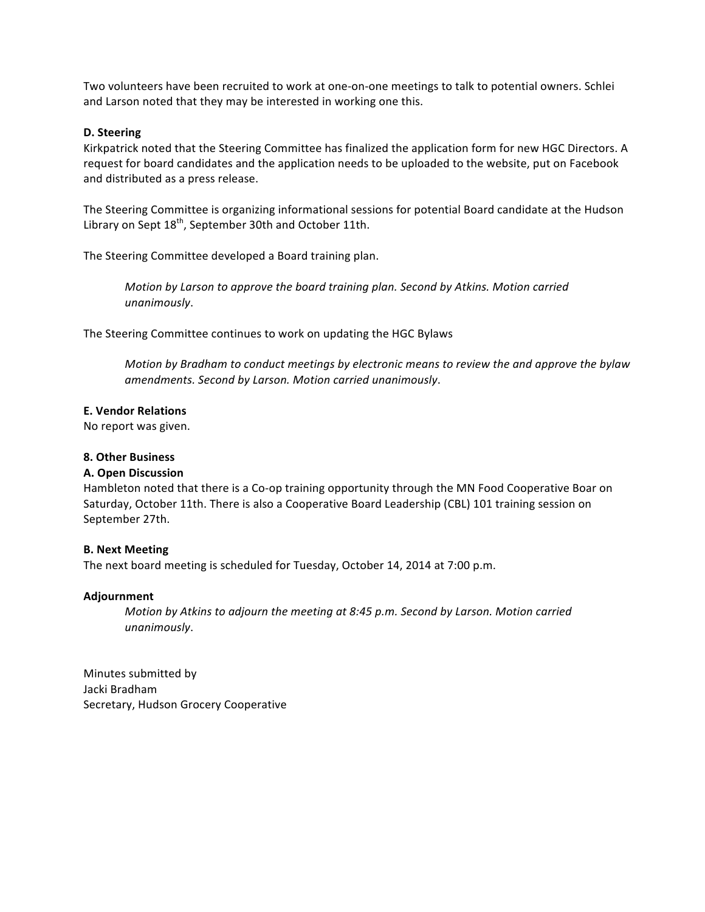Two volunteers have been recruited to work at one-on-one meetings to talk to potential owners. Schlei and Larson noted that they may be interested in working one this.

**D. Steering**

Kirkpatrick noted that the Steering Committee has finalized the application form for new HGC Directors. A request for board candidates and the application needs to be uploaded to the website, put on Facebook and distributed as a press release.

The Steering Committee is organizing informational sessions for potential Board candidate at the Hudson Library on Sept 18th, September 30th and October 11th.

The Steering Committee developed a Board training plan.

> *Motion by Larson to approve the board training plan. Second by Atkins. Motion carried unanimously*.

The Steering Committee continues to work on updating the HGC Bylaws

> *Motion by Bradham to conduct meetings by electronic means to review the and approve the bylaw amendments. Second by Larson. Motion carried unanimously*.

**E. Vendor Relations**

No report was given.

**8. Other Business**

**A. Open Discussion**

Hambleton noted that there is a Co-op training opportunity through the MN Food Cooperative Boar on Saturday, October 11th. There is also a Cooperative Board Leadership (CBL) 101 training session on September 27th.

**B. Next Meeting**

The next board meeting is scheduled for Tuesday, October 14, 2014 at 7:00 p.m.

**Adjournment**

> *Motion by Atkins to adjourn the meeting at 8:45 p.m. Second by Larson. Motion carried unanimously*.

Minutes submitted by
Jacki Bradham
Secretary, Hudson Grocery Cooperative